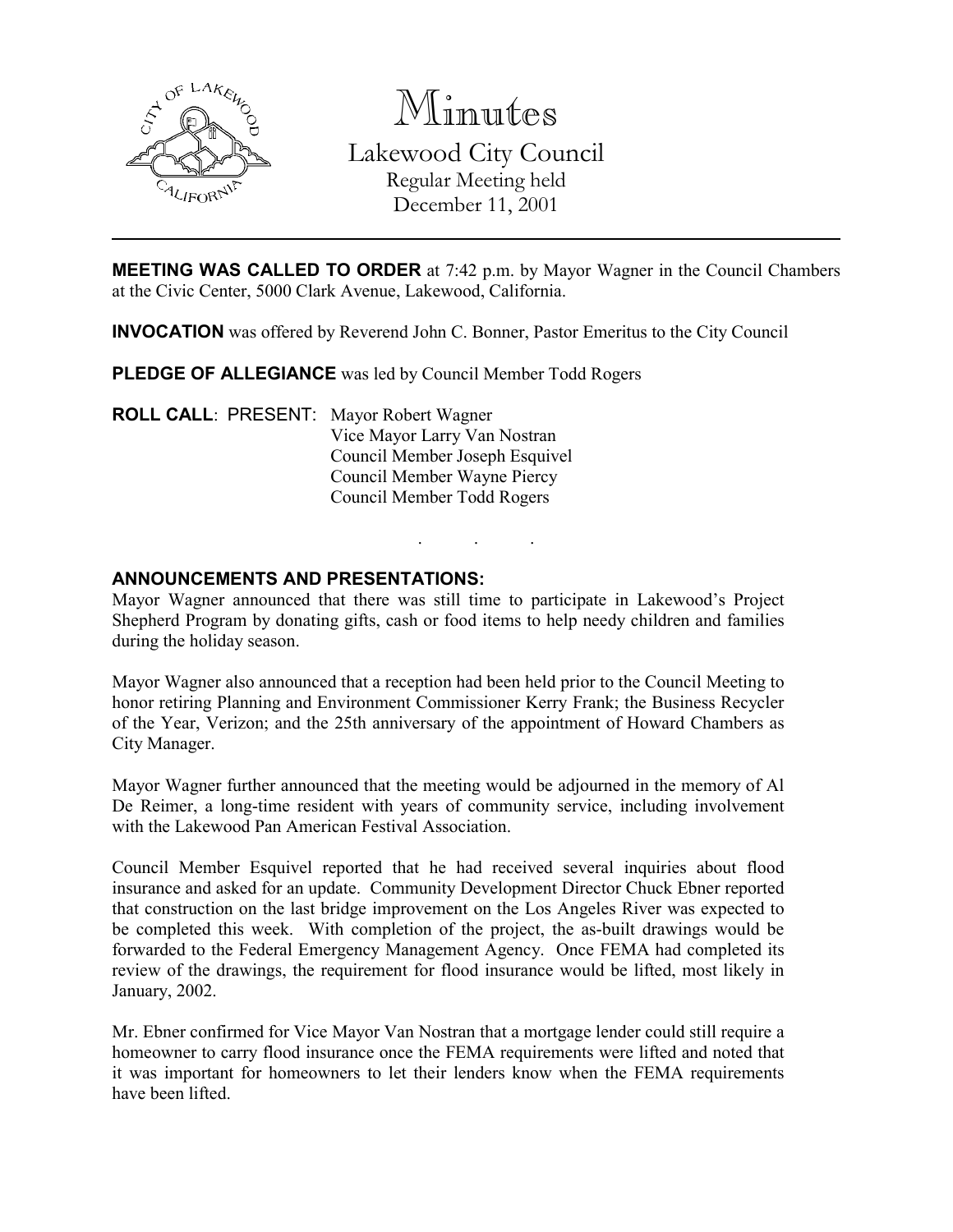# Minutes

## Lakewood City Council

Regular Meeting held
December 11, 2001

---

**MEETING WAS CALLED TO ORDER** at 7:42 p.m. by Mayor Wagner in the Council Chambers at the Civic Center, 5000 Clark Avenue, Lakewood, California.

**INVOCATION** was offered by Reverend John C. Bonner, Pastor Emeritus to the City Council

**PLEDGE OF ALLEGIANCE** was led by Council Member Todd Rogers

**ROLL CALL**: PRESENT: Mayor Robert Wagner
Vice Mayor Larry Van Nostran
Council Member Joseph Esquivel
Council Member Wayne Piercy
Council Member Todd Rogers

. . .

**ANNOUNCEMENTS AND PRESENTATIONS:**

Mayor Wagner announced that there was still time to participate in Lakewood's Project Shepherd Program by donating gifts, cash or food items to help needy children and families during the holiday season.

Mayor Wagner also announced that a reception had been held prior to the Council Meeting to honor retiring Planning and Environment Commissioner Kerry Frank; the Business Recycler of the Year, Verizon; and the 25th anniversary of the appointment of Howard Chambers as City Manager.

Mayor Wagner further announced that the meeting would be adjourned in the memory of Al De Reimer, a long-time resident with years of community service, including involvement with the Lakewood Pan American Festival Association.

Council Member Esquivel reported that he had received several inquiries about flood insurance and asked for an update. Community Development Director Chuck Ebner reported that construction on the last bridge improvement on the Los Angeles River was expected to be completed this week. With completion of the project, the as-built drawings would be forwarded to the Federal Emergency Management Agency. Once FEMA had completed its review of the drawings, the requirement for flood insurance would be lifted, most likely in January, 2002.

Mr. Ebner confirmed for Vice Mayor Van Nostran that a mortgage lender could still require a homeowner to carry flood insurance once the FEMA requirements were lifted and noted that it was important for homeowners to let their lenders know when the FEMA requirements have been lifted.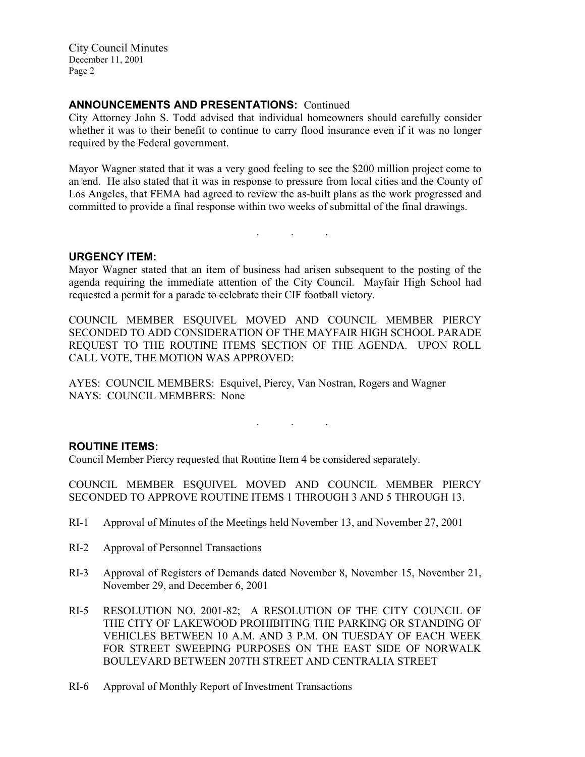## ANNOUNCEMENTS AND PRESENTATIONS: Continued

City Attorney John S. Todd advised that individual homeowners should carefully consider whether it was to their benefit to continue to carry flood insurance even if it was no longer required by the Federal government.

Mayor Wagner stated that it was a very good feeling to see the $200 million project come to an end. He also stated that it was in response to pressure from local cities and the County of Los Angeles, that FEMA had agreed to review the as-built plans as the work progressed and committed to provide a final response within two weeks of submittal of the final drawings.

. . .

## URGENCY ITEM:

Mayor Wagner stated that an item of business had arisen subsequent to the posting of the agenda requiring the immediate attention of the City Council. Mayfair High School had requested a permit for a parade to celebrate their CIF football victory.

COUNCIL MEMBER ESQUIVEL MOVED AND COUNCIL MEMBER PIERCY SECONDED TO ADD CONSIDERATION OF THE MAYFAIR HIGH SCHOOL PARADE REQUEST TO THE ROUTINE ITEMS SECTION OF THE AGENDA. UPON ROLL CALL VOTE, THE MOTION WAS APPROVED:

AYES: COUNCIL MEMBERS: Esquivel, Piercy, Van Nostran, Rogers and Wagner
NAYS: COUNCIL MEMBERS: None

. . .

## ROUTINE ITEMS:

Council Member Piercy requested that Routine Item 4 be considered separately.

COUNCIL MEMBER ESQUIVEL MOVED AND COUNCIL MEMBER PIERCY SECONDED TO APPROVE ROUTINE ITEMS 1 THROUGH 3 AND 5 THROUGH 13.

RI-1 Approval of Minutes of the Meetings held November 13, and November 27, 2001

RI-2 Approval of Personnel Transactions

RI-3 Approval of Registers of Demands dated November 8, November 15, November 21, November 29, and December 6, 2001

RI-5 RESOLUTION NO. 2001-82; A RESOLUTION OF THE CITY COUNCIL OF THE CITY OF LAKEWOOD PROHIBITING THE PARKING OR STANDING OF VEHICLES BETWEEN 10 A.M. AND 3 P.M. ON TUESDAY OF EACH WEEK FOR STREET SWEEPING PURPOSES ON THE EAST SIDE OF NORWALK BOULEVARD BETWEEN 207TH STREET AND CENTRALIA STREET

RI-6 Approval of Monthly Report of Investment Transactions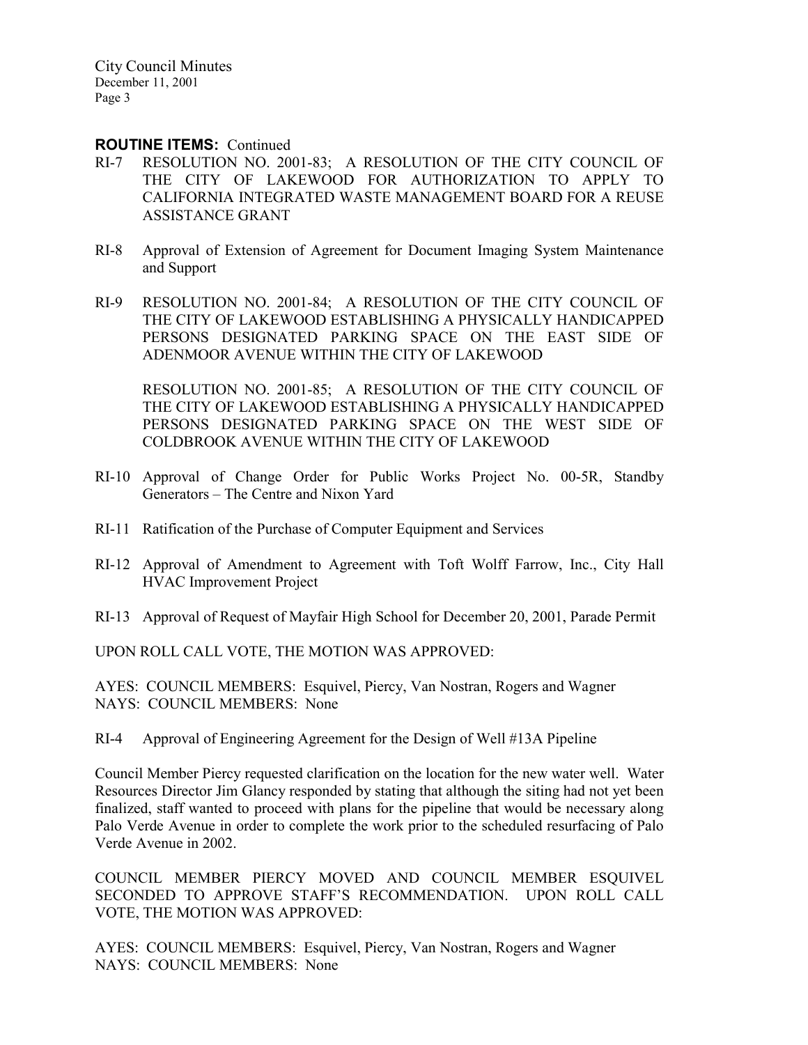**ROUTINE ITEMS:** Continued

RI-7 RESOLUTION NO. 2001-83; A RESOLUTION OF THE CITY COUNCIL OF THE CITY OF LAKEWOOD FOR AUTHORIZATION TO APPLY TO CALIFORNIA INTEGRATED WASTE MANAGEMENT BOARD FOR A REUSE ASSISTANCE GRANT

RI-8 Approval of Extension of Agreement for Document Imaging System Maintenance and Support

RI-9 RESOLUTION NO. 2001-84; A RESOLUTION OF THE CITY COUNCIL OF THE CITY OF LAKEWOOD ESTABLISHING A PHYSICALLY HANDICAPPED PERSONS DESIGNATED PARKING SPACE ON THE EAST SIDE OF ADENMOOR AVENUE WITHIN THE CITY OF LAKEWOOD

RESOLUTION NO. 2001-85; A RESOLUTION OF THE CITY COUNCIL OF THE CITY OF LAKEWOOD ESTABLISHING A PHYSICALLY HANDICAPPED PERSONS DESIGNATED PARKING SPACE ON THE WEST SIDE OF COLDBROOK AVENUE WITHIN THE CITY OF LAKEWOOD

RI-10 Approval of Change Order for Public Works Project No. 00-5R, Standby Generators – The Centre and Nixon Yard

RI-11 Ratification of the Purchase of Computer Equipment and Services

RI-12 Approval of Amendment to Agreement with Toft Wolff Farrow, Inc., City Hall HVAC Improvement Project

RI-13 Approval of Request of Mayfair High School for December 20, 2001, Parade Permit

UPON ROLL CALL VOTE, THE MOTION WAS APPROVED:

AYES: COUNCIL MEMBERS: Esquivel, Piercy, Van Nostran, Rogers and Wagner
NAYS: COUNCIL MEMBERS: None

RI-4 Approval of Engineering Agreement for the Design of Well #13A Pipeline

Council Member Piercy requested clarification on the location for the new water well. Water Resources Director Jim Glancy responded by stating that although the siting had not yet been finalized, staff wanted to proceed with plans for the pipeline that would be necessary along Palo Verde Avenue in order to complete the work prior to the scheduled resurfacing of Palo Verde Avenue in 2002.

COUNCIL MEMBER PIERCY MOVED AND COUNCIL MEMBER ESQUIVEL SECONDED TO APPROVE STAFF'S RECOMMENDATION. UPON ROLL CALL VOTE, THE MOTION WAS APPROVED:

AYES: COUNCIL MEMBERS: Esquivel, Piercy, Van Nostran, Rogers and Wagner
NAYS: COUNCIL MEMBERS: None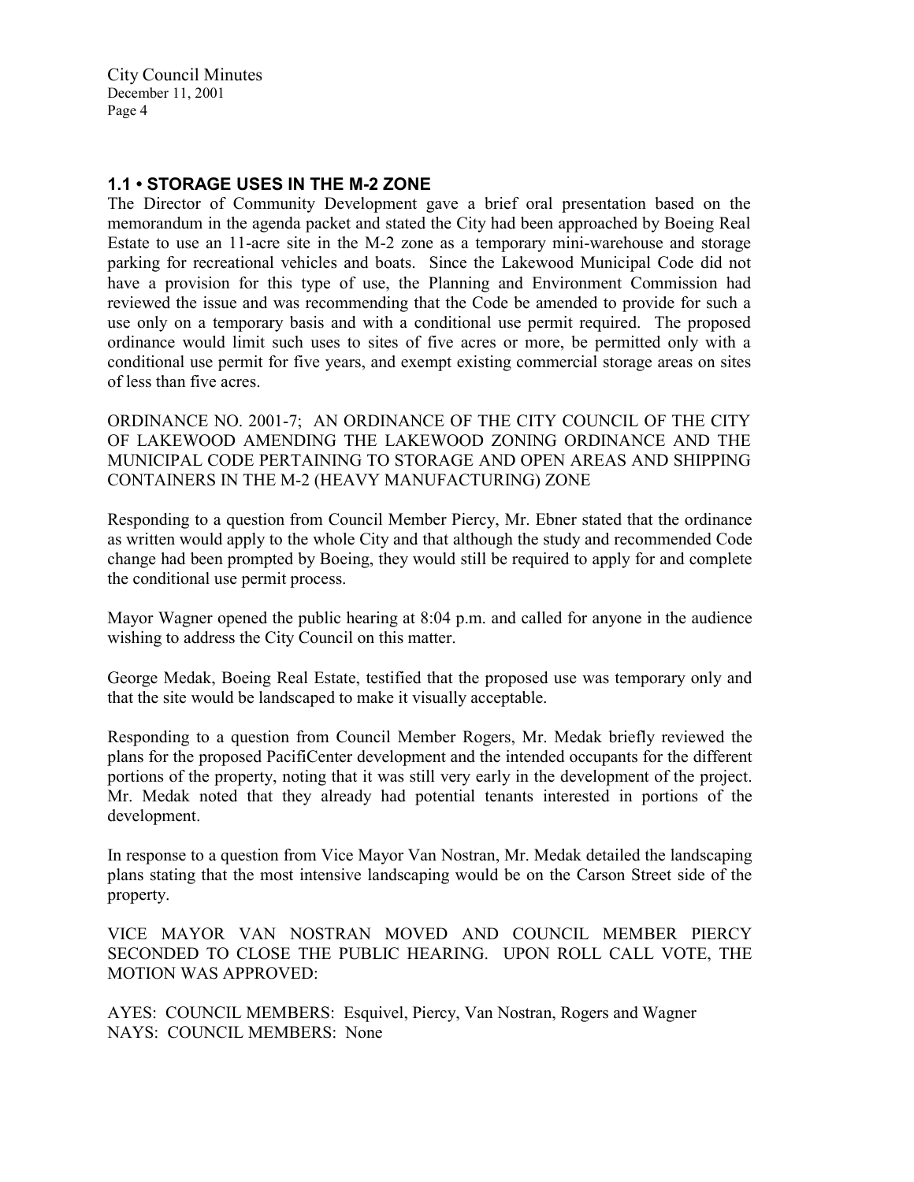## 1.1 • STORAGE USES IN THE M-2 ZONE

The Director of Community Development gave a brief oral presentation based on the memorandum in the agenda packet and stated the City had been approached by Boeing Real Estate to use an 11-acre site in the M-2 zone as a temporary mini-warehouse and storage parking for recreational vehicles and boats. Since the Lakewood Municipal Code did not have a provision for this type of use, the Planning and Environment Commission had reviewed the issue and was recommending that the Code be amended to provide for such a use only on a temporary basis and with a conditional use permit required. The proposed ordinance would limit such uses to sites of five acres or more, be permitted only with a conditional use permit for five years, and exempt existing commercial storage areas on sites of less than five acres.

ORDINANCE NO. 2001-7; AN ORDINANCE OF THE CITY COUNCIL OF THE CITY OF LAKEWOOD AMENDING THE LAKEWOOD ZONING ORDINANCE AND THE MUNICIPAL CODE PERTAINING TO STORAGE AND OPEN AREAS AND SHIPPING CONTAINERS IN THE M-2 (HEAVY MANUFACTURING) ZONE

Responding to a question from Council Member Piercy, Mr. Ebner stated that the ordinance as written would apply to the whole City and that although the study and recommended Code change had been prompted by Boeing, they would still be required to apply for and complete the conditional use permit process.

Mayor Wagner opened the public hearing at 8:04 p.m. and called for anyone in the audience wishing to address the City Council on this matter.

George Medak, Boeing Real Estate, testified that the proposed use was temporary only and that the site would be landscaped to make it visually acceptable.

Responding to a question from Council Member Rogers, Mr. Medak briefly reviewed the plans for the proposed PacifiCenter development and the intended occupants for the different portions of the property, noting that it was still very early in the development of the project. Mr. Medak noted that they already had potential tenants interested in portions of the development.

In response to a question from Vice Mayor Van Nostran, Mr. Medak detailed the landscaping plans stating that the most intensive landscaping would be on the Carson Street side of the property.

VICE MAYOR VAN NOSTRAN MOVED AND COUNCIL MEMBER PIERCY SECONDED TO CLOSE THE PUBLIC HEARING. UPON ROLL CALL VOTE, THE MOTION WAS APPROVED:

AYES: COUNCIL MEMBERS: Esquivel, Piercy, Van Nostran, Rogers and Wagner
NAYS: COUNCIL MEMBERS: None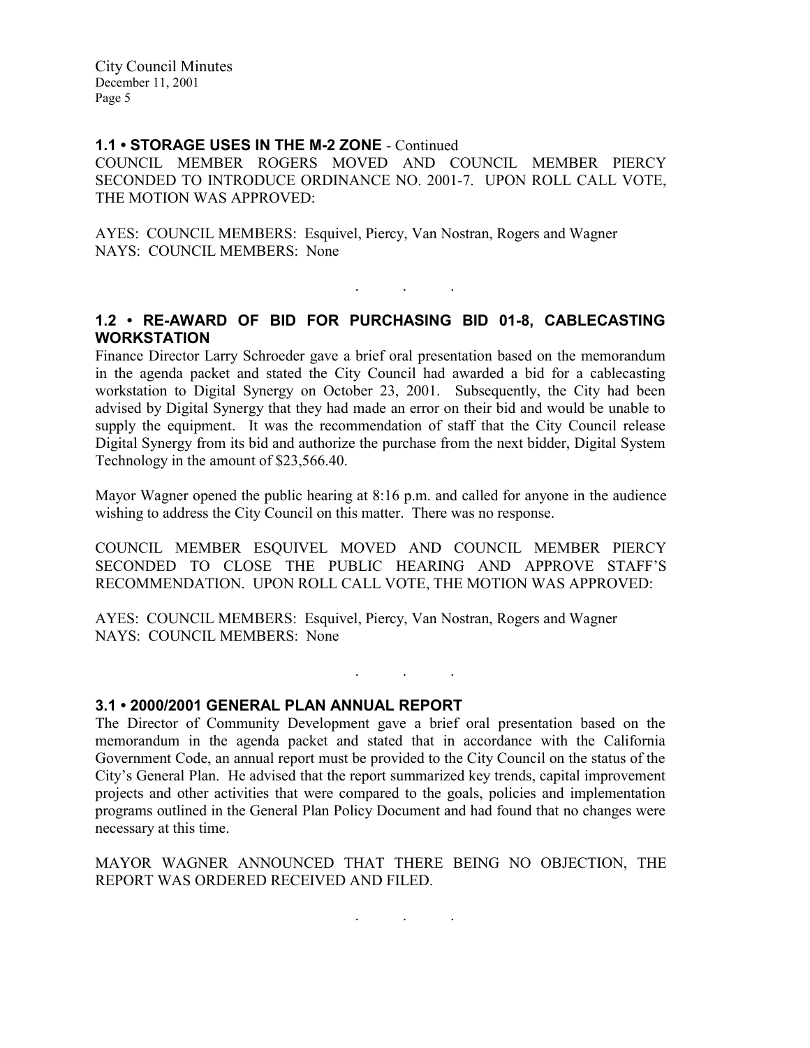### 1.1 • STORAGE USES IN THE M-2 ZONE - Continued

COUNCIL MEMBER ROGERS MOVED AND COUNCIL MEMBER PIERCY SECONDED TO INTRODUCE ORDINANCE NO. 2001-7. UPON ROLL CALL VOTE, THE MOTION WAS APPROVED:

AYES: COUNCIL MEMBERS: Esquivel, Piercy, Van Nostran, Rogers and Wagner
NAYS: COUNCIL MEMBERS: None

. . .

### 1.2 • RE-AWARD OF BID FOR PURCHASING BID 01-8, CABLECASTING WORKSTATION

Finance Director Larry Schroeder gave a brief oral presentation based on the memorandum in the agenda packet and stated the City Council had awarded a bid for a cablecasting workstation to Digital Synergy on October 23, 2001. Subsequently, the City had been advised by Digital Synergy that they had made an error on their bid and would be unable to supply the equipment. It was the recommendation of staff that the City Council release Digital Synergy from its bid and authorize the purchase from the next bidder, Digital System Technology in the amount of $23,566.40.

Mayor Wagner opened the public hearing at 8:16 p.m. and called for anyone in the audience wishing to address the City Council on this matter. There was no response.

COUNCIL MEMBER ESQUIVEL MOVED AND COUNCIL MEMBER PIERCY SECONDED TO CLOSE THE PUBLIC HEARING AND APPROVE STAFF'S RECOMMENDATION. UPON ROLL CALL VOTE, THE MOTION WAS APPROVED:

AYES: COUNCIL MEMBERS: Esquivel, Piercy, Van Nostran, Rogers and Wagner
NAYS: COUNCIL MEMBERS: None

. . .

### 3.1 • 2000/2001 GENERAL PLAN ANNUAL REPORT

The Director of Community Development gave a brief oral presentation based on the memorandum in the agenda packet and stated that in accordance with the California Government Code, an annual report must be provided to the City Council on the status of the City's General Plan. He advised that the report summarized key trends, capital improvement projects and other activities that were compared to the goals, policies and implementation programs outlined in the General Plan Policy Document and had found that no changes were necessary at this time.

MAYOR WAGNER ANNOUNCED THAT THERE BEING NO OBJECTION, THE REPORT WAS ORDERED RECEIVED AND FILED.

. . .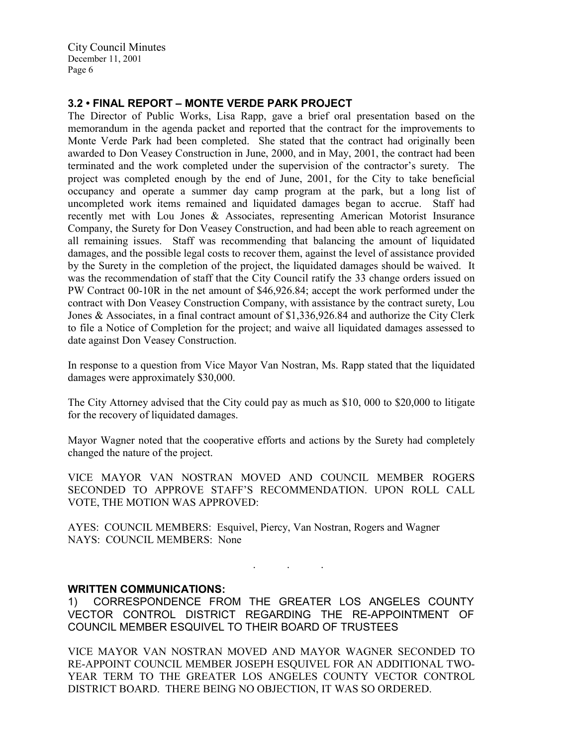### 3.2 • FINAL REPORT – MONTE VERDE PARK PROJECT

The Director of Public Works, Lisa Rapp, gave a brief oral presentation based on the memorandum in the agenda packet and reported that the contract for the improvements to Monte Verde Park had been completed. She stated that the contract had originally been awarded to Don Veasey Construction in June, 2000, and in May, 2001, the contract had been terminated and the work completed under the supervision of the contractor's surety. The project was completed enough by the end of June, 2001, for the City to take beneficial occupancy and operate a summer day camp program at the park, but a long list of uncompleted work items remained and liquidated damages began to accrue. Staff had recently met with Lou Jones & Associates, representing American Motorist Insurance Company, the Surety for Don Veasey Construction, and had been able to reach agreement on all remaining issues. Staff was recommending that balancing the amount of liquidated damages, and the possible legal costs to recover them, against the level of assistance provided by the Surety in the completion of the project, the liquidated damages should be waived. It was the recommendation of staff that the City Council ratify the 33 change orders issued on PW Contract 00-10R in the net amount of $46,926.84; accept the work performed under the contract with Don Veasey Construction Company, with assistance by the contract surety, Lou Jones & Associates, in a final contract amount of $1,336,926.84 and authorize the City Clerk to file a Notice of Completion for the project; and waive all liquidated damages assessed to date against Don Veasey Construction.

In response to a question from Vice Mayor Van Nostran, Ms. Rapp stated that the liquidated damages were approximately $30,000.

The City Attorney advised that the City could pay as much as $10, 000 to $20,000 to litigate for the recovery of liquidated damages.

Mayor Wagner noted that the cooperative efforts and actions by the Surety had completely changed the nature of the project.

VICE MAYOR VAN NOSTRAN MOVED AND COUNCIL MEMBER ROGERS SECONDED TO APPROVE STAFF'S RECOMMENDATION. UPON ROLL CALL VOTE, THE MOTION WAS APPROVED:

AYES: COUNCIL MEMBERS: Esquivel, Piercy, Van Nostran, Rogers and Wagner
NAYS: COUNCIL MEMBERS: None

. . .

### WRITTEN COMMUNICATIONS:

1) CORRESPONDENCE FROM THE GREATER LOS ANGELES COUNTY VECTOR CONTROL DISTRICT REGARDING THE RE-APPOINTMENT OF COUNCIL MEMBER ESQUIVEL TO THEIR BOARD OF TRUSTEES

VICE MAYOR VAN NOSTRAN MOVED AND MAYOR WAGNER SECONDED TO RE-APPOINT COUNCIL MEMBER JOSEPH ESQUIVEL FOR AN ADDITIONAL TWO-YEAR TERM TO THE GREATER LOS ANGELES COUNTY VECTOR CONTROL DISTRICT BOARD. THERE BEING NO OBJECTION, IT WAS SO ORDERED.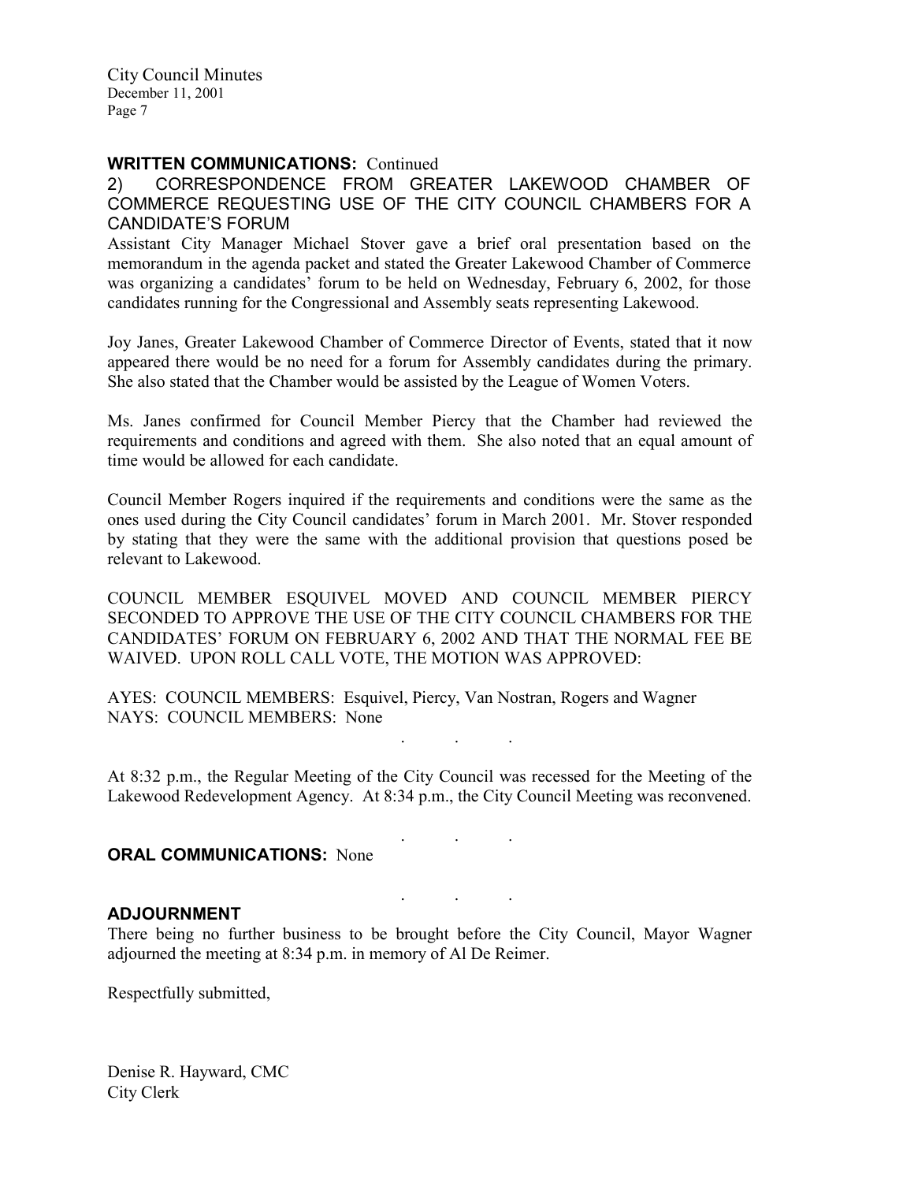**WRITTEN COMMUNICATIONS:** Continued

2) CORRESPONDENCE FROM GREATER LAKEWOOD CHAMBER OF COMMERCE REQUESTING USE OF THE CITY COUNCIL CHAMBERS FOR A CANDIDATE'S FORUM

Assistant City Manager Michael Stover gave a brief oral presentation based on the memorandum in the agenda packet and stated the Greater Lakewood Chamber of Commerce was organizing a candidates' forum to be held on Wednesday, February 6, 2002, for those candidates running for the Congressional and Assembly seats representing Lakewood.

Joy Janes, Greater Lakewood Chamber of Commerce Director of Events, stated that it now appeared there would be no need for a forum for Assembly candidates during the primary. She also stated that the Chamber would be assisted by the League of Women Voters.

Ms. Janes confirmed for Council Member Piercy that the Chamber had reviewed the requirements and conditions and agreed with them. She also noted that an equal amount of time would be allowed for each candidate.

Council Member Rogers inquired if the requirements and conditions were the same as the ones used during the City Council candidates' forum in March 2001. Mr. Stover responded by stating that they were the same with the additional provision that questions posed be relevant to Lakewood.

COUNCIL MEMBER ESQUIVEL MOVED AND COUNCIL MEMBER PIERCY SECONDED TO APPROVE THE USE OF THE CITY COUNCIL CHAMBERS FOR THE CANDIDATES' FORUM ON FEBRUARY 6, 2002 AND THAT THE NORMAL FEE BE WAIVED. UPON ROLL CALL VOTE, THE MOTION WAS APPROVED:

AYES: COUNCIL MEMBERS: Esquivel, Piercy, Van Nostran, Rogers and Wagner
NAYS: COUNCIL MEMBERS: None

. . .

At 8:32 p.m., the Regular Meeting of the City Council was recessed for the Meeting of the Lakewood Redevelopment Agency. At 8:34 p.m., the City Council Meeting was reconvened.

. . .

**ORAL COMMUNICATIONS:** None

. . .

**ADJOURNMENT**

There being no further business to be brought before the City Council, Mayor Wagner adjourned the meeting at 8:34 p.m. in memory of Al De Reimer.

Respectfully submitted,

Denise R. Hayward, CMC
City Clerk